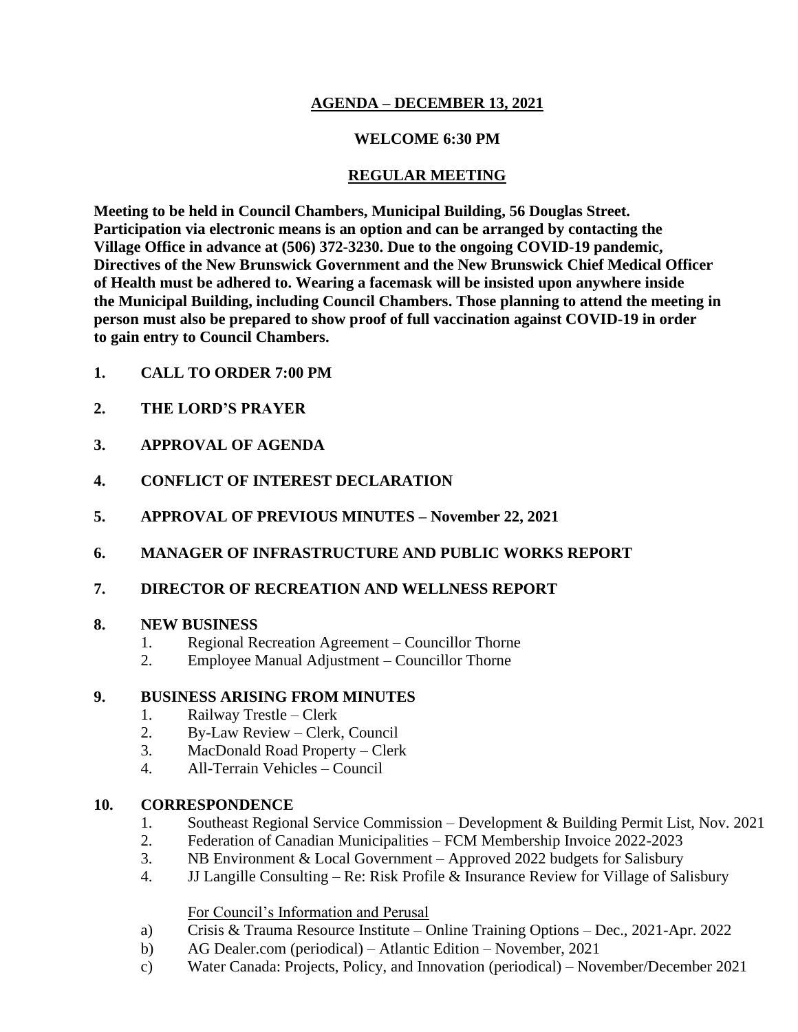# AGENDA – DECEMBER 13, 2021

## WELCOME 6:30 PM

## REGULAR MEETING

**Meeting to be held in Council Chambers, Municipal Building, 56 Douglas Street. Participation via electronic means is an option and can be arranged by contacting the Village Office in advance at (506) 372-3230. Due to the ongoing COVID-19 pandemic, Directives of the New Brunswick Government and the New Brunswick Chief Medical Officer of Health must be adhered to. Wearing a facemask will be insisted upon anywhere inside the Municipal Building, including Council Chambers. Those planning to attend the meeting in person must also be prepared to show proof of full vaccination against COVID-19 in order to gain entry to Council Chambers.**

**1. CALL TO ORDER 7:00 PM**

**2. THE LORD'S PRAYER**

**3. APPROVAL OF AGENDA**

**4. CONFLICT OF INTEREST DECLARATION**

**5. APPROVAL OF PREVIOUS MINUTES – November 22, 2021**

**6. MANAGER OF INFRASTRUCTURE AND PUBLIC WORKS REPORT**

**7. DIRECTOR OF RECREATION AND WELLNESS REPORT**

**8. NEW BUSINESS**

1. Regional Recreation Agreement – Councillor Thorne
2. Employee Manual Adjustment – Councillor Thorne

**9. BUSINESS ARISING FROM MINUTES**

1. Railway Trestle – Clerk
2. By-Law Review – Clerk, Council
3. MacDonald Road Property – Clerk
4. All-Terrain Vehicles – Council

**10. CORRESPONDENCE**

1. Southeast Regional Service Commission – Development & Building Permit List, Nov. 2021
2. Federation of Canadian Municipalities – FCM Membership Invoice 2022-2023
3. NB Environment & Local Government – Approved 2022 budgets for Salisbury
4. JJ Langille Consulting – Re: Risk Profile & Insurance Review for Village of Salisbury

For Council's Information and Perusal

a) Crisis & Trauma Resource Institute – Online Training Options – Dec., 2021-Apr. 2022
b) AG Dealer.com (periodical) – Atlantic Edition – November, 2021
c) Water Canada: Projects, Policy, and Innovation (periodical) – November/December 2021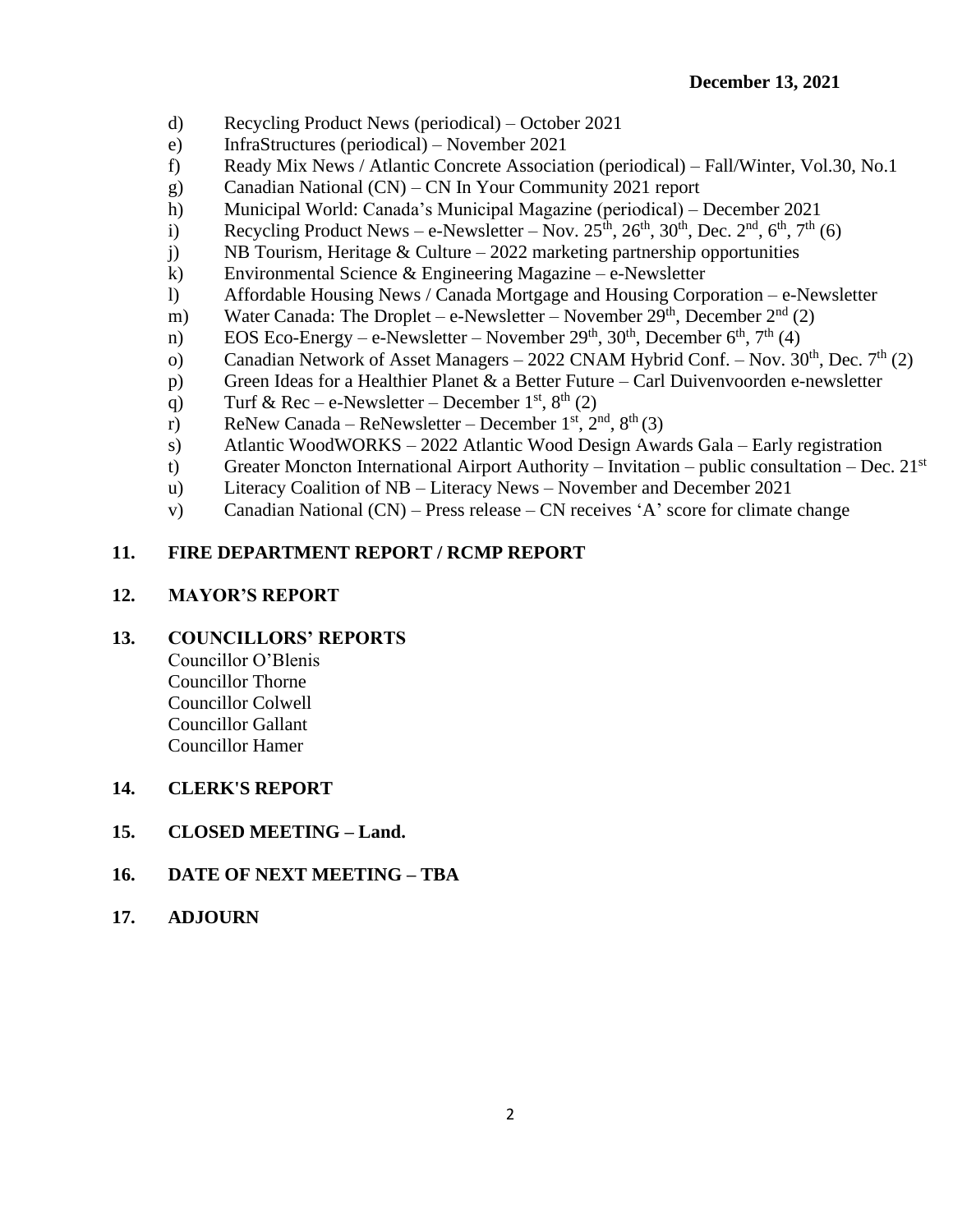**December 13, 2021**

d) Recycling Product News (periodical) – October 2021
e) InfraStructures (periodical) – November 2021
f) Ready Mix News / Atlantic Concrete Association (periodical) – Fall/Winter, Vol.30, No.1
g) Canadian National (CN) – CN In Your Community 2021 report
h) Municipal World: Canada's Municipal Magazine (periodical) – December 2021
i) Recycling Product News – e-Newsletter – Nov. 25th, 26th, 30th, Dec. 2nd, 6th, 7th (6)
j) NB Tourism, Heritage & Culture – 2022 marketing partnership opportunities
k) Environmental Science & Engineering Magazine – e-Newsletter
l) Affordable Housing News / Canada Mortgage and Housing Corporation – e-Newsletter
m) Water Canada: The Droplet – e-Newsletter – November 29th, December 2nd (2)
n) EOS Eco-Energy – e-Newsletter – November 29th, 30th, December 6th, 7th (4)
o) Canadian Network of Asset Managers – 2022 CNAM Hybrid Conf. – Nov. 30th, Dec. 7th (2)
p) Green Ideas for a Healthier Planet & a Better Future – Carl Duivenvoorden e-newsletter
q) Turf & Rec – e-Newsletter – December 1st, 8th (2)
r) ReNew Canada – ReNewsletter – December 1st, 2nd, 8th (3)
s) Atlantic WoodWORKS – 2022 Atlantic Wood Design Awards Gala – Early registration
t) Greater Moncton International Airport Authority – Invitation – public consultation – Dec. 21st
u) Literacy Coalition of NB – Literacy News – November and December 2021
v) Canadian National (CN) – Press release – CN receives 'A' score for climate change

**11. FIRE DEPARTMENT REPORT / RCMP REPORT**

**12. MAYOR'S REPORT**

**13. COUNCILLORS' REPORTS**

Councillor O'Blenis
Councillor Thorne
Councillor Colwell
Councillor Gallant
Councillor Hamer

**14. CLERK'S REPORT**

**15. CLOSED MEETING – Land.**

**16. DATE OF NEXT MEETING – TBA**

**17. ADJOURN**